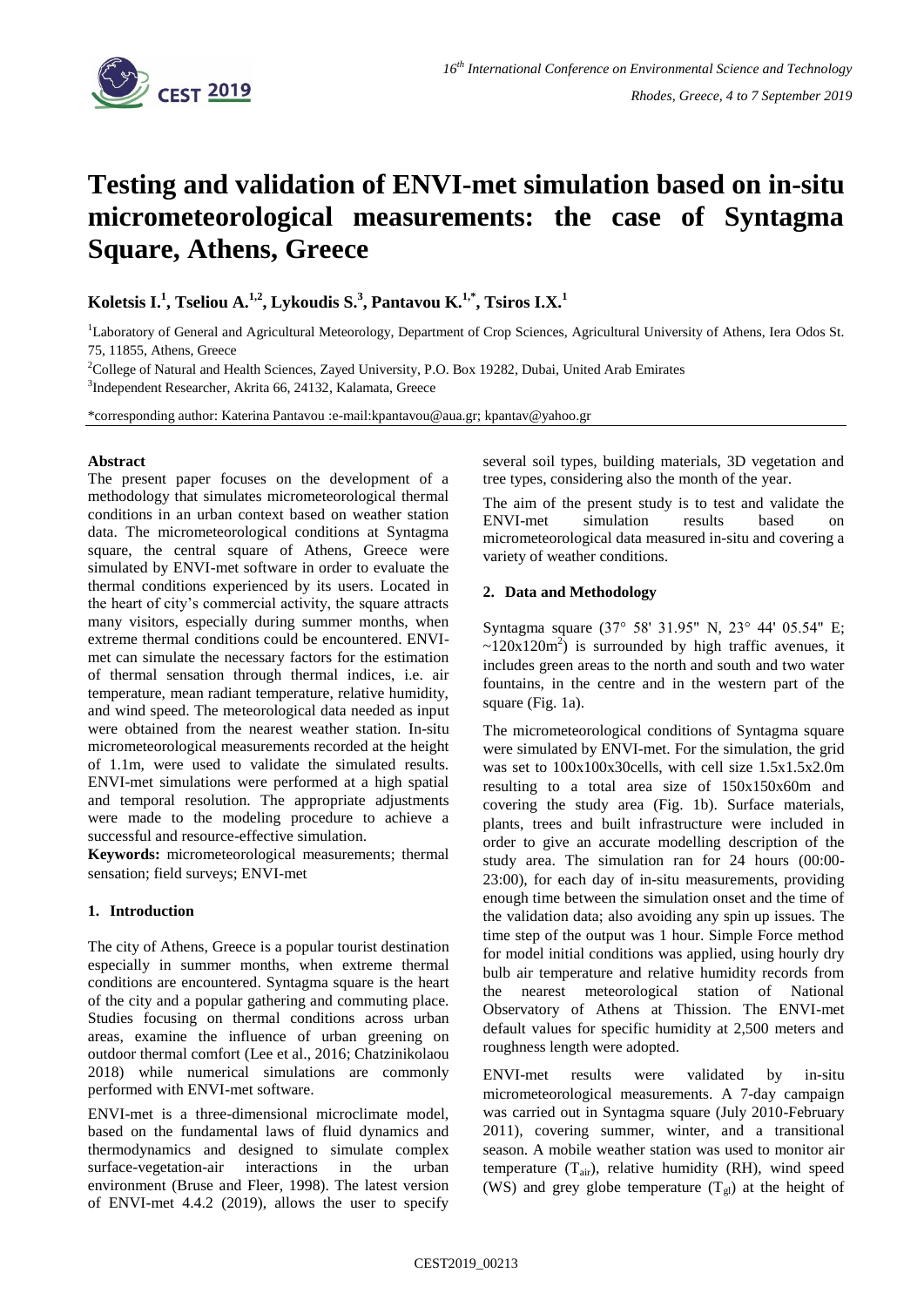# Testing and validation of ENVI-met simulation based on in-situ micrometeorological measurements: the case of Syntagma Square, Athens, Greece

**Koletsis I.[1], Tseliou A.[1,2], Lykoudis S.[3], Pantavou K.[1,*], Tsiros I.X.[1]**

[1]Laboratory of General and Agricultural Meteorology, Department of Crop Sciences, Agricultural University of Athens, Iera Odos St. 75, 11855, Athens, Greece

[2]College of Natural and Health Sciences, Zayed University, P.O. Box 19282, Dubai, United Arab Emirates

[3]Independent Researcher, Akrita 66, 24132, Kalamata, Greece

*corresponding author: Katerina Pantavou :e-mail:kpantavou@aua.gr; kpantav@yahoo.gr

#### Abstract

The present paper focuses on the development of a methodology that simulates micrometeorological thermal conditions in an urban context based on weather station data. The micrometeorological conditions at Syntagma square, the central square of Athens, Greece were simulated by ENVI-met software in order to evaluate the thermal conditions experienced by its users. Located in the heart of city's commercial activity, the square attracts many visitors, especially during summer months, when extreme thermal conditions could be encountered. ENVI-met can simulate the necessary factors for the estimation of thermal sensation through thermal indices, i.e. air temperature, mean radiant temperature, relative humidity, and wind speed. The meteorological data needed as input were obtained from the nearest weather station. In-situ micrometeorological measurements recorded at the height of 1.1m, were used to validate the simulated results. ENVI-met simulations were performed at a high spatial and temporal resolution. The appropriate adjustments were made to the modeling procedure to achieve a successful and resource-effective simulation.

**Keywords:** micrometeorological measurements; thermal sensation; field surveys; ENVI-met

#### 1. Introduction

The city of Athens, Greece is a popular tourist destination especially in summer months, when extreme thermal conditions are encountered. Syntagma square is the heart of the city and a popular gathering and commuting place. Studies focusing on thermal conditions across urban areas, examine the influence of urban greening on outdoor thermal comfort (Lee et al., 2016; Chatzinikolaou 2018) while numerical simulations are commonly performed with ENVI-met software.

ENVI-met is a three-dimensional microclimate model, based on the fundamental laws of fluid dynamics and thermodynamics and designed to simulate complex surface-vegetation-air interactions in the urban environment (Bruse and Fleer, 1998). The latest version of ENVI-met 4.4.2 (2019), allows the user to specify several soil types, building materials, 3D vegetation and tree types, considering also the month of the year.

The aim of the present study is to test and validate the ENVI-met simulation results based on micrometeorological data measured in-situ and covering a variety of weather conditions.

#### 2. Data and Methodology

Syntagma square (37° 58' 31.95" N, 23° 44' 05.54" E; ~120x120m$^2$) is surrounded by high traffic avenues, it includes green areas to the north and south and two water fountains, in the centre and in the western part of the square (Fig. 1a).

The micrometeorological conditions of Syntagma square were simulated by ENVI-met. For the simulation, the grid was set to 100x100x30cells, with cell size 1.5x1.5x2.0m resulting to a total area size of 150x150x60m and covering the study area (Fig. 1b). Surface materials, plants, trees and built infrastructure were included in order to give an accurate modelling description of the study area. The simulation ran for 24 hours (00:00-23:00), for each day of in-situ measurements, providing enough time between the simulation onset and the time of the validation data; also avoiding any spin up issues. The time step of the output was 1 hour. Simple Force method for model initial conditions was applied, using hourly dry bulb air temperature and relative humidity records from the nearest meteorological station of National Observatory of Athens at Thission. The ENVI-met default values for specific humidity at 2,500 meters and roughness length were adopted.

ENVI-met results were validated by in-situ micrometeorological measurements. A 7-day campaign was carried out in Syntagma square (July 2010-February 2011), covering summer, winter, and a transitional season. A mobile weather station was used to monitor air temperature ($T_{air}$), relative humidity (RH), wind speed (WS) and grey globe temperature ($T_{gl}$) at the height of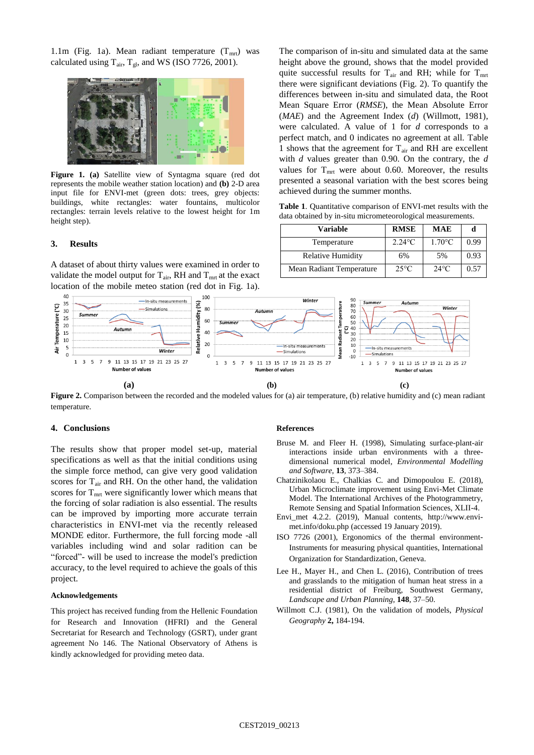1.1m (Fig. 1a). Mean radiant temperature ($T_{mrt}$) was calculated using $T_{air}$, $T_{gl}$, and WS (ISO 7726, 2001).

**Figure 1. (a)** Satellite view of Syntagma square (red dot represents the mobile weather station location) and **(b)** 2-D area input file for ENVI-met (green dots: trees, grey objects: buildings, white rectangles: water fountains, multicolor rectangles: terrain levels relative to the lowest height for 1m height step).

## 3. Results

A dataset of about thirty values were examined in order to validate the model output for $T_{air}$, RH and $T_{mrt}$ at the exact location of the mobile meteo station (red dot in Fig. 1a).

The comparison of in-situ and simulated data at the same height above the ground, shows that the model provided quite successful results for $T_{air}$ and RH; while for $T_{mrt}$ there were significant deviations (Fig. 2). To quantify the differences between in-situ and simulated data, the Root Mean Square Error (*RMSE*), the Mean Absolute Error (*MAE*) and the Agreement Index (*d*) (Willmott, 1981), were calculated. A value of 1 for *d* corresponds to a perfect match, and 0 indicates no agreement at all. Table 1 shows that the agreement for $T_{air}$ and RH are excellent with *d* values greater than 0.90. On the contrary, the *d* values for $T_{mrt}$ were about 0.60. Moreover, the results presented a seasonal variation with the best scores being achieved during the summer months.

**Table 1**. Quantitative comparison of ENVI-met results with the data obtained by in-situ micrometeorological measurements.

| Variable | RMSE | MAE | d |
|---|---|---|---|
| Temperature | 2.24°C | 1.70°C | 0.99 |
| Relative Humidity | 6% | 5% | 0.93 |
| Mean Radiant Temperature | 25°C | 24°C | 0.57 |

(a)

Air Temperature (°C)

In-situ measurements

Simulations

Summer

Autumn

Winter

Number of values

(b)

Relative Humidity (%)

Summer

Autumn

Winter

In-situ measurements

Simulations

Number of values

(c)

Mean Radiant Temperature (°C)

Summer

Autumn

Winter

In-situ measurements

Simulations

Number of values

**Figure 2.** Comparison between the recorded and the modeled values for (a) air temperature, (b) relative humidity and (c) mean radiant temperature.

## 4. Conclusions

The results show that proper model set-up, material specifications as well as that the initial conditions using the simple force method, can give very good validation scores for $T_{air}$ and RH. On the other hand, the validation scores for $T_{mrt}$ were significantly lower which means that the forcing of solar radiation is also essential. The results can be improved by importing more accurate terrain characteristics in ENVI-met via the recently released MONDE editor. Furthermore, the full forcing mode -all variables including wind and solar radition can be "forced"- will be used to increase the model's prediction accuracy, to the level required to achieve the goals of this project.

### Acknowledgements

This project has received funding from the Hellenic Foundation for Research and Innovation (HFRI) and the General Secretariat for Research and Technology (GSRT), under grant agreement No 146. The National Observatory of Athens is kindly acknowledged for providing meteo data.

### References

Bruse M. and Fleer H. (1998), Simulating surface-plant-air interactions inside urban environments with a three-dimensional numerical model, *Environmental Modelling and Software*, **13**, 373–384.

Chatzinikolaou E., Chalkias C. and Dimopoulou E. (2018), Urban Microclimate improvement using Envi-Met Climate Model. The International Archives of the Photogrammetry, Remote Sensing and Spatial Information Sciences, XLII-4.

Envi_met 4.2.2. (2019), Manual contents, http://www.envi-met.info/doku.php (accessed 19 January 2019).

ISO 7726 (2001), Ergonomics of the thermal environment-Instruments for measuring physical quantities, International Organization for Standardization, Geneva.

Lee H., Mayer H., and Chen L. (2016), Contribution of trees and grasslands to the mitigation of human heat stress in a residential district of Freiburg, Southwest Germany, *Landscape and Urban Planning*, **148**, 37–50.

Willmott C.J. (1981), On the validation of models, *Physical Geography* **2,** 184-194.